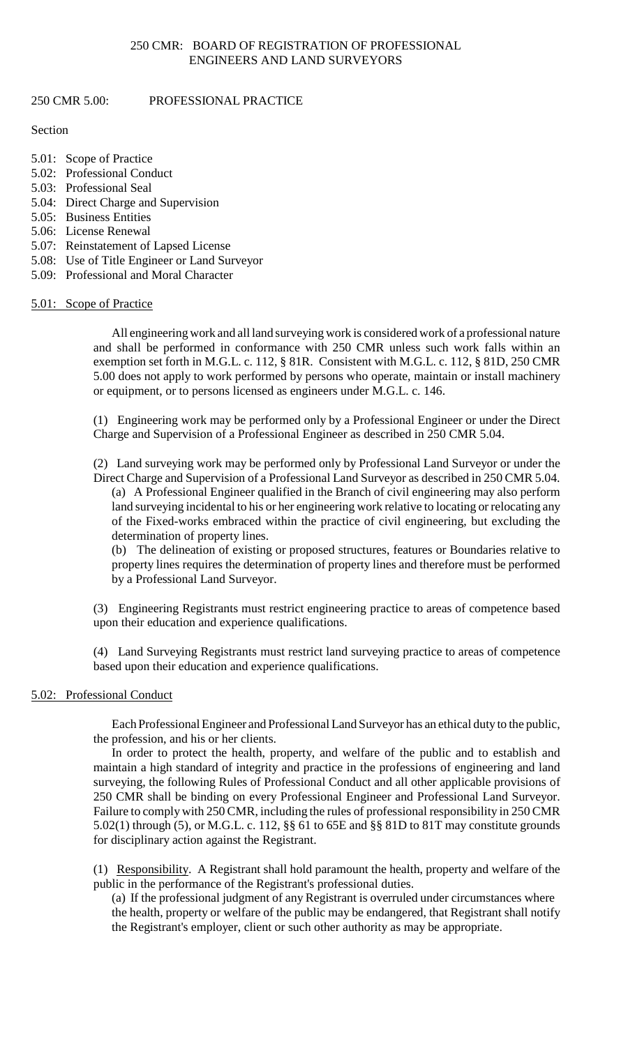# 250 CMR: BOARD OF REGISTRATION OF PROFESSIONAL ENGINEERS AND LAND SURVEYORS

## 250 CMR 5.00: PROFESSIONAL PRACTICE

Section

- 5.01: Scope of Practice
- 5.02: Professional Conduct
- 5.03: Professional Seal
- 5.04: Direct Charge and Supervision
- 5.05: Business Entities
- 5.06: License Renewal
- 5.07: Reinstatement of Lapsed License
- 5.08: Use of Title Engineer or Land Surveyor
- 5.09: Professional and Moral Character

### 5.01: Scope of Practice

All engineering work and all land surveying work is considered work of a professional nature and shall be performed in conformance with 250 CMR unless such work falls within an exemption set forth in M.G.L. c. 112, § 81R. Consistent with M.G.L. c. 112, § 81D, 250 CMR 5.00 does not apply to work performed by persons who operate, maintain or install machinery or equipment, or to persons licensed as engineers under M.G.L. c. 146.

(1) Engineering work may be performed only by a Professional Engineer or under the Direct Charge and Supervision of a Professional Engineer as described in 250 CMR 5.04.

(2) Land surveying work may be performed only by Professional Land Surveyor or under the Direct Charge and Supervision of a Professional Land Surveyor as described in 250 CMR 5.04.

(a) A Professional Engineer qualified in the Branch of civil engineering may also perform land surveying incidental to his or her engineering work relative to locating or relocating any of the Fixed-works embraced within the practice of civil engineering, but excluding the determination of property lines.

(b) The delineation of existing or proposed structures, features or Boundaries relative to property lines requires the determination of property lines and therefore must be performed by a Professional Land Surveyor.

(3) Engineering Registrants must restrict engineering practice to areas of competence based upon their education and experience qualifications.

(4) Land Surveying Registrants must restrict land surveying practice to areas of competence based upon their education and experience qualifications.

### 5.02: Professional Conduct

Each Professional Engineer and Professional Land Surveyor has an ethical duty to the public, the profession, and his or her clients.

In order to protect the health, property, and welfare of the public and to establish and maintain a high standard of integrity and practice in the professions of engineering and land surveying, the following Rules of Professional Conduct and all other applicable provisions of 250 CMR shall be binding on every Professional Engineer and Professional Land Surveyor. Failure to comply with 250 CMR, including the rules of professional responsibility in 250 CMR 5.02(1) through (5), or M.G.L. c. 112, §§ 61 to 65E and §§ 81D to 81T may constitute grounds for disciplinary action against the Registrant.

(1) Responsibility. A Registrant shall hold paramount the health, property and welfare of the public in the performance of the Registrant's professional duties.

(a) If the professional judgment of any Registrant is overruled under circumstances where the health, property or welfare of the public may be endangered, that Registrant shall notify the Registrant's employer, client or such other authority as may be appropriate.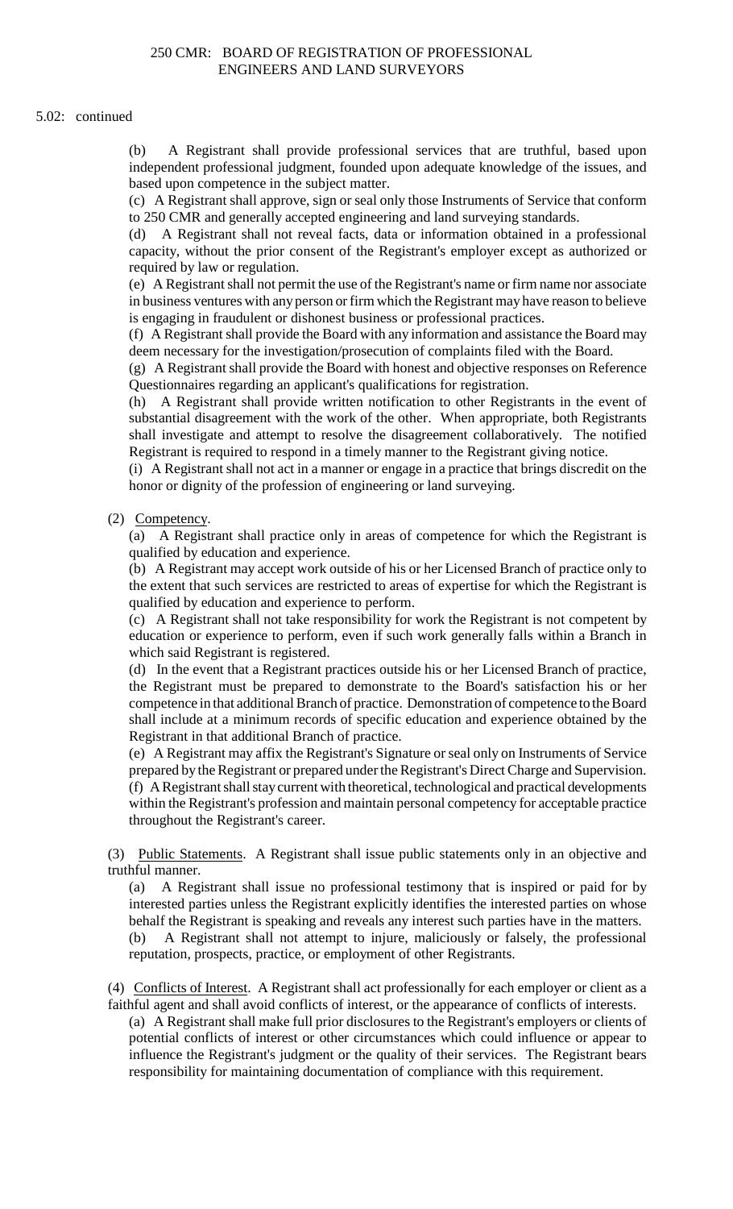5.02: continued

(b) A Registrant shall provide professional services that are truthful, based upon independent professional judgment, founded upon adequate knowledge of the issues, and based upon competence in the subject matter.

(c) A Registrant shall approve, sign or seal only those Instruments of Service that conform to 250 CMR and generally accepted engineering and land surveying standards.

(d) A Registrant shall not reveal facts, data or information obtained in a professional capacity, without the prior consent of the Registrant's employer except as authorized or required by law or regulation.

(e) A Registrant shall not permit the use of the Registrant's name or firm name nor associate in business ventures with any person or firm which the Registrant may have reason to believe is engaging in fraudulent or dishonest business or professional practices.

(f) A Registrant shall provide the Board with any information and assistance the Board may deem necessary for the investigation/prosecution of complaints filed with the Board.

(g) A Registrant shall provide the Board with honest and objective responses on Reference Questionnaires regarding an applicant's qualifications for registration.

(h) A Registrant shall provide written notification to other Registrants in the event of substantial disagreement with the work of the other. When appropriate, both Registrants shall investigate and attempt to resolve the disagreement collaboratively. The notified Registrant is required to respond in a timely manner to the Registrant giving notice.

(i) A Registrant shall not act in a manner or engage in a practice that brings discredit on the honor or dignity of the profession of engineering or land surveying.

(2) Competency.

(a) A Registrant shall practice only in areas of competence for which the Registrant is qualified by education and experience.

(b) A Registrant may accept work outside of his or her Licensed Branch of practice only to the extent that such services are restricted to areas of expertise for which the Registrant is qualified by education and experience to perform.

(c) A Registrant shall not take responsibility for work the Registrant is not competent by education or experience to perform, even if such work generally falls within a Branch in which said Registrant is registered.

(d) In the event that a Registrant practices outside his or her Licensed Branch of practice, the Registrant must be prepared to demonstrate to the Board's satisfaction his or her competence in that additional Branch of practice. Demonstration of competence to the Board shall include at a minimum records of specific education and experience obtained by the Registrant in that additional Branch of practice.

(e) A Registrant may affix the Registrant's Signature or seal only on Instruments of Service prepared by the Registrant or prepared under the Registrant's Direct Charge and Supervision.

(f) A Registrant shall stay current with theoretical, technological and practical developments within the Registrant's profession and maintain personal competency for acceptable practice throughout the Registrant's career.

(3) Public Statements. A Registrant shall issue public statements only in an objective and truthful manner.

(a) A Registrant shall issue no professional testimony that is inspired or paid for by interested parties unless the Registrant explicitly identifies the interested parties on whose behalf the Registrant is speaking and reveals any interest such parties have in the matters.

(b) A Registrant shall not attempt to injure, maliciously or falsely, the professional reputation, prospects, practice, or employment of other Registrants.

(4) Conflicts of Interest. A Registrant shall act professionally for each employer or client as a faithful agent and shall avoid conflicts of interest, or the appearance of conflicts of interests.

(a) A Registrant shall make full prior disclosures to the Registrant's employers or clients of potential conflicts of interest or other circumstances which could influence or appear to influence the Registrant's judgment or the quality of their services. The Registrant bears responsibility for maintaining documentation of compliance with this requirement.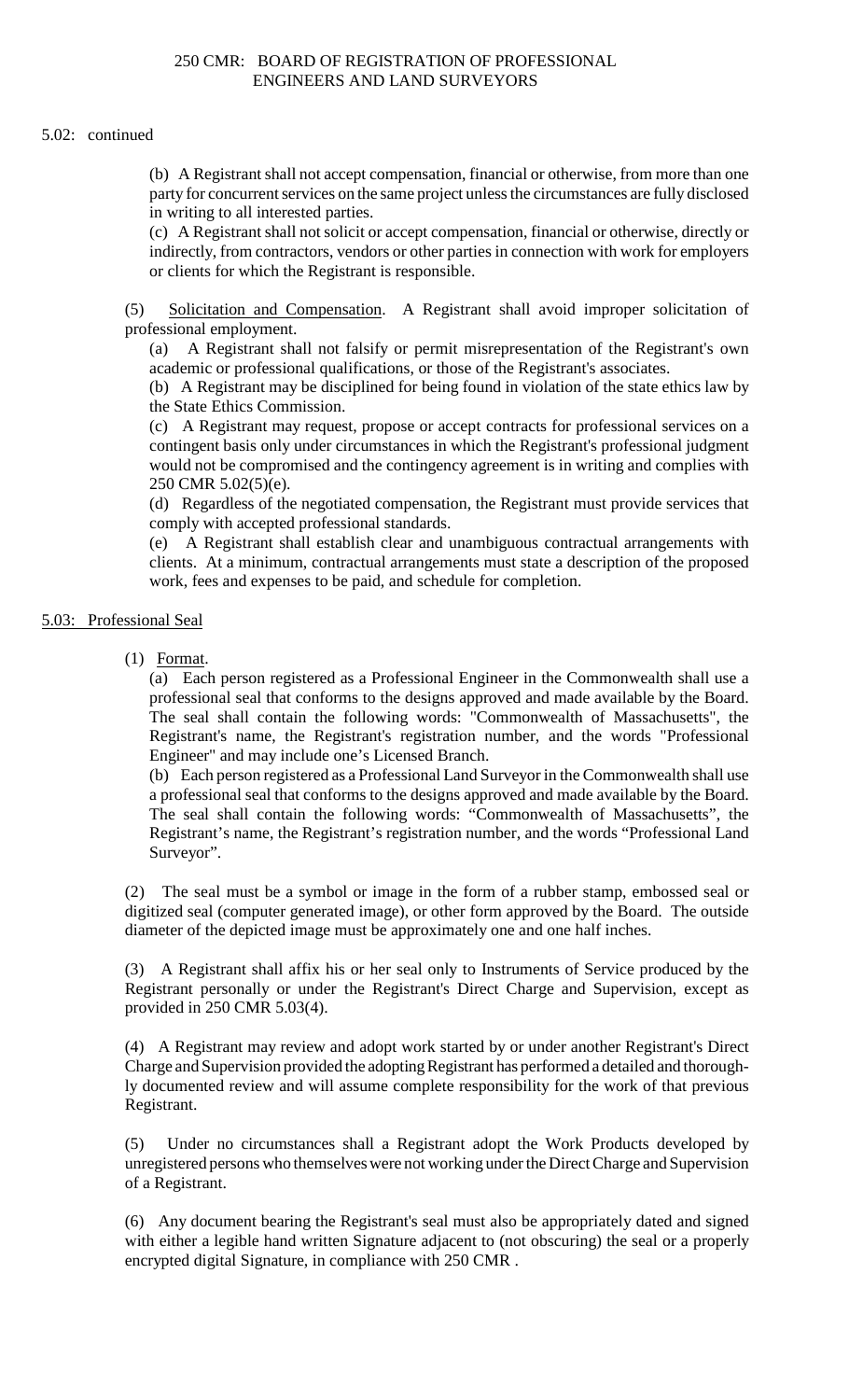5.02: continued

(b) A Registrant shall not accept compensation, financial or otherwise, from more than one party for concurrent services on the same project unless the circumstances are fully disclosed in writing to all interested parties.

(c) A Registrant shall not solicit or accept compensation, financial or otherwise, directly or indirectly, from contractors, vendors or other parties in connection with work for employers or clients for which the Registrant is responsible.

(5) Solicitation and Compensation. A Registrant shall avoid improper solicitation of professional employment.

(a) A Registrant shall not falsify or permit misrepresentation of the Registrant's own academic or professional qualifications, or those of the Registrant's associates.

(b) A Registrant may be disciplined for being found in violation of the state ethics law by the State Ethics Commission.

(c) A Registrant may request, propose or accept contracts for professional services on a contingent basis only under circumstances in which the Registrant's professional judgment would not be compromised and the contingency agreement is in writing and complies with 250 CMR 5.02(5)(e).

(d) Regardless of the negotiated compensation, the Registrant must provide services that comply with accepted professional standards.

(e) A Registrant shall establish clear and unambiguous contractual arrangements with clients. At a minimum, contractual arrangements must state a description of the proposed work, fees and expenses to be paid, and schedule for completion.

## 5.03: Professional Seal

(1) Format.

(a) Each person registered as a Professional Engineer in the Commonwealth shall use a professional seal that conforms to the designs approved and made available by the Board. The seal shall contain the following words: "Commonwealth of Massachusetts", the Registrant's name, the Registrant's registration number, and the words "Professional Engineer" and may include one's Licensed Branch.

(b) Each person registered as a Professional Land Surveyor in the Commonwealth shall use a professional seal that conforms to the designs approved and made available by the Board. The seal shall contain the following words: "Commonwealth of Massachusetts", the Registrant's name, the Registrant's registration number, and the words "Professional Land Surveyor".

(2) The seal must be a symbol or image in the form of a rubber stamp, embossed seal or digitized seal (computer generated image), or other form approved by the Board. The outside diameter of the depicted image must be approximately one and one half inches.

(3) A Registrant shall affix his or her seal only to Instruments of Service produced by the Registrant personally or under the Registrant's Direct Charge and Supervision, except as provided in 250 CMR 5.03(4).

(4) A Registrant may review and adopt work started by or under another Registrant's Direct Charge and Supervision provided the adopting Registrant has performed a detailed and thoroughly documented review and will assume complete responsibility for the work of that previous Registrant.

(5) Under no circumstances shall a Registrant adopt the Work Products developed by unregistered persons who themselves were not working under the Direct Charge and Supervision of a Registrant.

(6) Any document bearing the Registrant's seal must also be appropriately dated and signed with either a legible hand written Signature adjacent to (not obscuring) the seal or a properly encrypted digital Signature, in compliance with 250 CMR .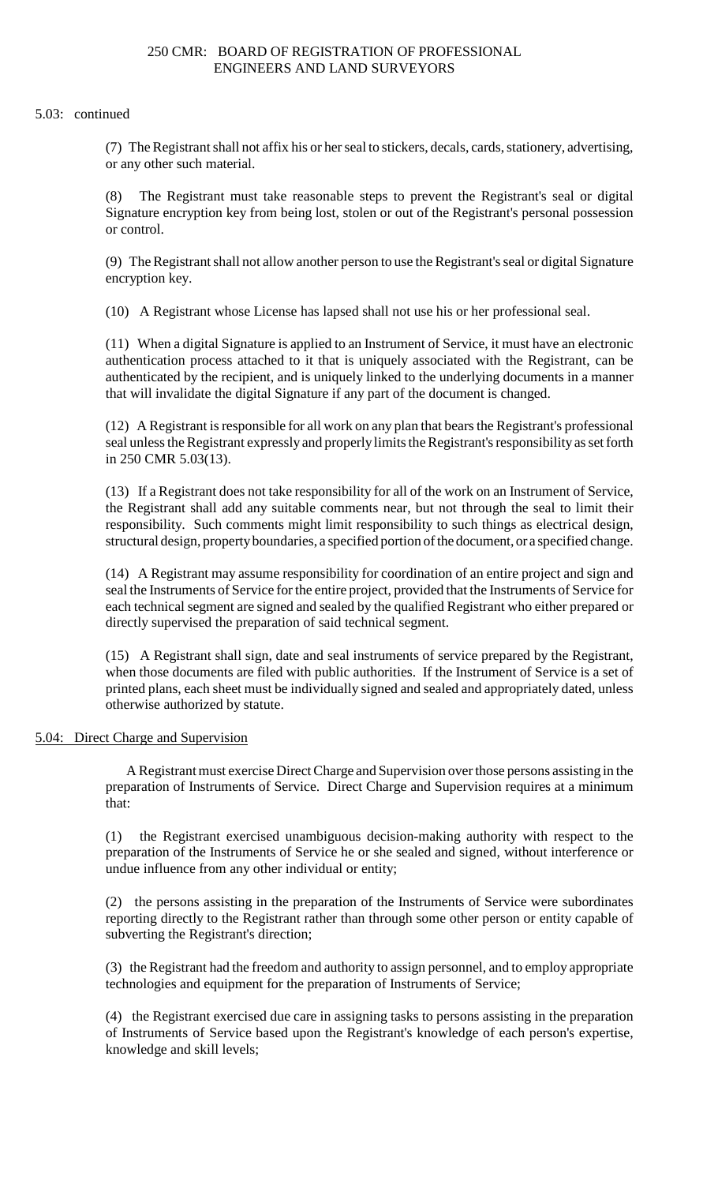5.03: continued

(7) The Registrant shall not affix his or her seal to stickers, decals, cards, stationery, advertising, or any other such material.

(8) The Registrant must take reasonable steps to prevent the Registrant's seal or digital Signature encryption key from being lost, stolen or out of the Registrant's personal possession or control.

(9) The Registrant shall not allow another person to use the Registrant's seal or digital Signature encryption key.

(10) A Registrant whose License has lapsed shall not use his or her professional seal.

(11) When a digital Signature is applied to an Instrument of Service, it must have an electronic authentication process attached to it that is uniquely associated with the Registrant, can be authenticated by the recipient, and is uniquely linked to the underlying documents in a manner that will invalidate the digital Signature if any part of the document is changed.

(12) A Registrant is responsible for all work on any plan that bears the Registrant's professional seal unless the Registrant expressly and properly limits the Registrant's responsibility as set forth in 250 CMR 5.03(13).

(13) If a Registrant does not take responsibility for all of the work on an Instrument of Service, the Registrant shall add any suitable comments near, but not through the seal to limit their responsibility. Such comments might limit responsibility to such things as electrical design, structural design, property boundaries, a specified portion of the document, or a specified change.

(14) A Registrant may assume responsibility for coordination of an entire project and sign and seal the Instruments of Service for the entire project, provided that the Instruments of Service for each technical segment are signed and sealed by the qualified Registrant who either prepared or directly supervised the preparation of said technical segment.

(15) A Registrant shall sign, date and seal instruments of service prepared by the Registrant, when those documents are filed with public authorities. If the Instrument of Service is a set of printed plans, each sheet must be individually signed and sealed and appropriately dated, unless otherwise authorized by statute.

## 5.04: Direct Charge and Supervision

A Registrant must exercise Direct Charge and Supervision over those persons assisting in the preparation of Instruments of Service. Direct Charge and Supervision requires at a minimum that:

(1) the Registrant exercised unambiguous decision-making authority with respect to the preparation of the Instruments of Service he or she sealed and signed, without interference or undue influence from any other individual or entity;

(2) the persons assisting in the preparation of the Instruments of Service were subordinates reporting directly to the Registrant rather than through some other person or entity capable of subverting the Registrant's direction;

(3) the Registrant had the freedom and authority to assign personnel, and to employ appropriate technologies and equipment for the preparation of Instruments of Service;

(4) the Registrant exercised due care in assigning tasks to persons assisting in the preparation of Instruments of Service based upon the Registrant's knowledge of each person's expertise, knowledge and skill levels;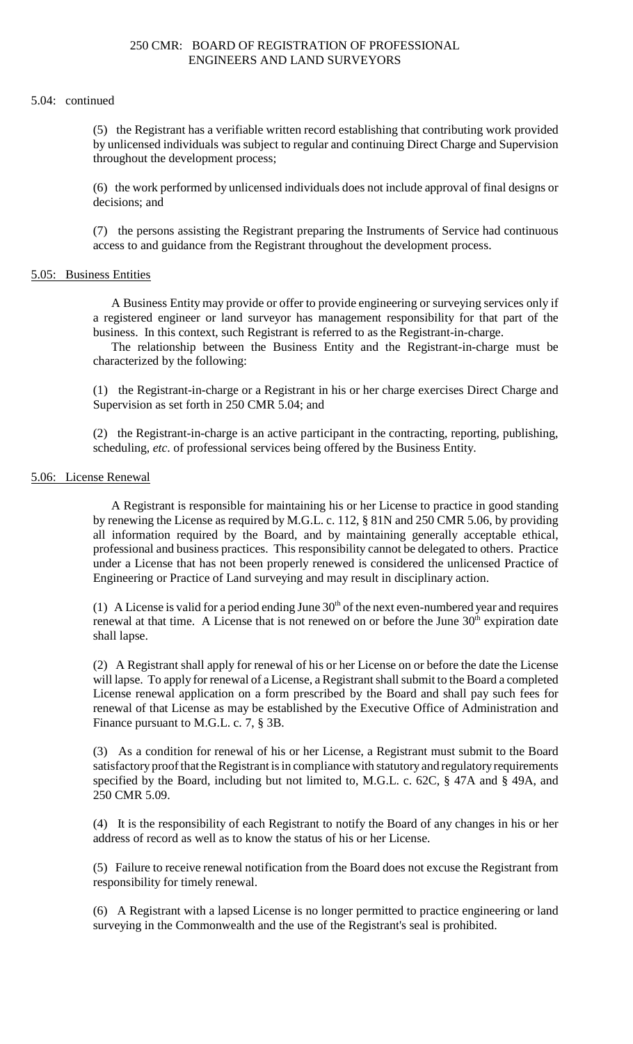5.04: continued

(5) the Registrant has a verifiable written record establishing that contributing work provided by unlicensed individuals was subject to regular and continuing Direct Charge and Supervision throughout the development process;

(6) the work performed by unlicensed individuals does not include approval of final designs or decisions; and

(7) the persons assisting the Registrant preparing the Instruments of Service had continuous access to and guidance from the Registrant throughout the development process.

## 5.05: Business Entities

A Business Entity may provide or offer to provide engineering or surveying services only if a registered engineer or land surveyor has management responsibility for that part of the business. In this context, such Registrant is referred to as the Registrant-in-charge.

The relationship between the Business Entity and the Registrant-in-charge must be characterized by the following:

(1) the Registrant-in-charge or a Registrant in his or her charge exercises Direct Charge and Supervision as set forth in 250 CMR 5.04; and

(2) the Registrant-in-charge is an active participant in the contracting, reporting, publishing, scheduling, *etc.* of professional services being offered by the Business Entity.

## 5.06: License Renewal

A Registrant is responsible for maintaining his or her License to practice in good standing by renewing the License as required by M.G.L. c. 112, § 81N and 250 CMR 5.06, by providing all information required by the Board, and by maintaining generally acceptable ethical, professional and business practices. This responsibility cannot be delegated to others. Practice under a License that has not been properly renewed is considered the unlicensed Practice of Engineering or Practice of Land surveying and may result in disciplinary action.

(1) A License is valid for a period ending June 30th of the next even-numbered year and requires renewal at that time. A License that is not renewed on or before the June 30th expiration date shall lapse.

(2) A Registrant shall apply for renewal of his or her License on or before the date the License will lapse. To apply for renewal of a License, a Registrant shall submit to the Board a completed License renewal application on a form prescribed by the Board and shall pay such fees for renewal of that License as may be established by the Executive Office of Administration and Finance pursuant to M.G.L. c. 7, § 3B.

(3) As a condition for renewal of his or her License, a Registrant must submit to the Board satisfactory proof that the Registrant is in compliance with statutory and regulatory requirements specified by the Board, including but not limited to, M.G.L. c. 62C, § 47A and § 49A, and 250 CMR 5.09.

(4) It is the responsibility of each Registrant to notify the Board of any changes in his or her address of record as well as to know the status of his or her License.

(5) Failure to receive renewal notification from the Board does not excuse the Registrant from responsibility for timely renewal.

(6) A Registrant with a lapsed License is no longer permitted to practice engineering or land surveying in the Commonwealth and the use of the Registrant's seal is prohibited.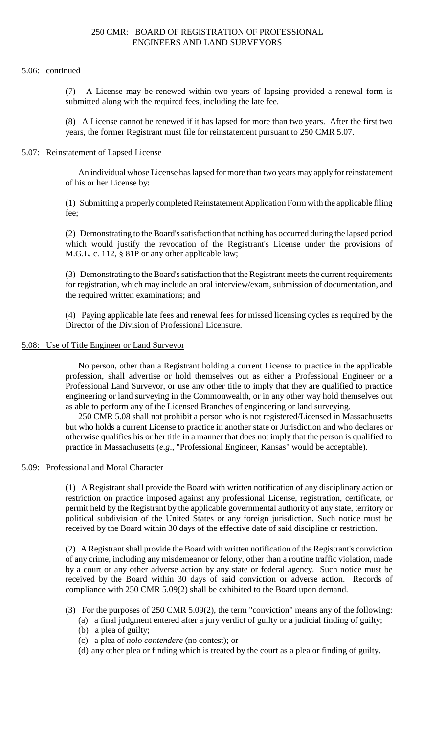5.06: continued

(7) A License may be renewed within two years of lapsing provided a renewal form is submitted along with the required fees, including the late fee.

(8) A License cannot be renewed if it has lapsed for more than two years. After the first two years, the former Registrant must file for reinstatement pursuant to 250 CMR 5.07.

## 5.07: Reinstatement of Lapsed License

An individual whose License has lapsed for more than two years may apply for reinstatement of his or her License by:

(1) Submitting a properly completed Reinstatement Application Form with the applicable filing fee;

(2) Demonstrating to the Board's satisfaction that nothing has occurred during the lapsed period which would justify the revocation of the Registrant's License under the provisions of M.G.L. c. 112, § 81P or any other applicable law;

(3) Demonstrating to the Board's satisfaction that the Registrant meets the current requirements for registration, which may include an oral interview/exam, submission of documentation, and the required written examinations; and

(4) Paying applicable late fees and renewal fees for missed licensing cycles as required by the Director of the Division of Professional Licensure.

## 5.08: Use of Title Engineer or Land Surveyor

No person, other than a Registrant holding a current License to practice in the applicable profession, shall advertise or hold themselves out as either a Professional Engineer or a Professional Land Surveyor, or use any other title to imply that they are qualified to practice engineering or land surveying in the Commonwealth, or in any other way hold themselves out as able to perform any of the Licensed Branches of engineering or land surveying.

250 CMR 5.08 shall not prohibit a person who is not registered/Licensed in Massachusetts but who holds a current License to practice in another state or Jurisdiction and who declares or otherwise qualifies his or her title in a manner that does not imply that the person is qualified to practice in Massachusetts (*e.g*., "Professional Engineer, Kansas" would be acceptable).

## 5.09: Professional and Moral Character

(1) A Registrant shall provide the Board with written notification of any disciplinary action or restriction on practice imposed against any professional License, registration, certificate, or permit held by the Registrant by the applicable governmental authority of any state, territory or political subdivision of the United States or any foreign jurisdiction. Such notice must be received by the Board within 30 days of the effective date of said discipline or restriction.

(2) A Registrant shall provide the Board with written notification of the Registrant's conviction of any crime, including any misdemeanor or felony, other than a routine traffic violation, made by a court or any other adverse action by any state or federal agency. Such notice must be received by the Board within 30 days of said conviction or adverse action. Records of compliance with 250 CMR 5.09(2) shall be exhibited to the Board upon demand.

(3) For the purposes of 250 CMR 5.09(2), the term "conviction" means any of the following:
- (a) a final judgment entered after a jury verdict of guilty or a judicial finding of guilty;
- (b) a plea of guilty;
- (c) a plea of *nolo contendere* (no contest); or
- (d) any other plea or finding which is treated by the court as a plea or finding of guilty.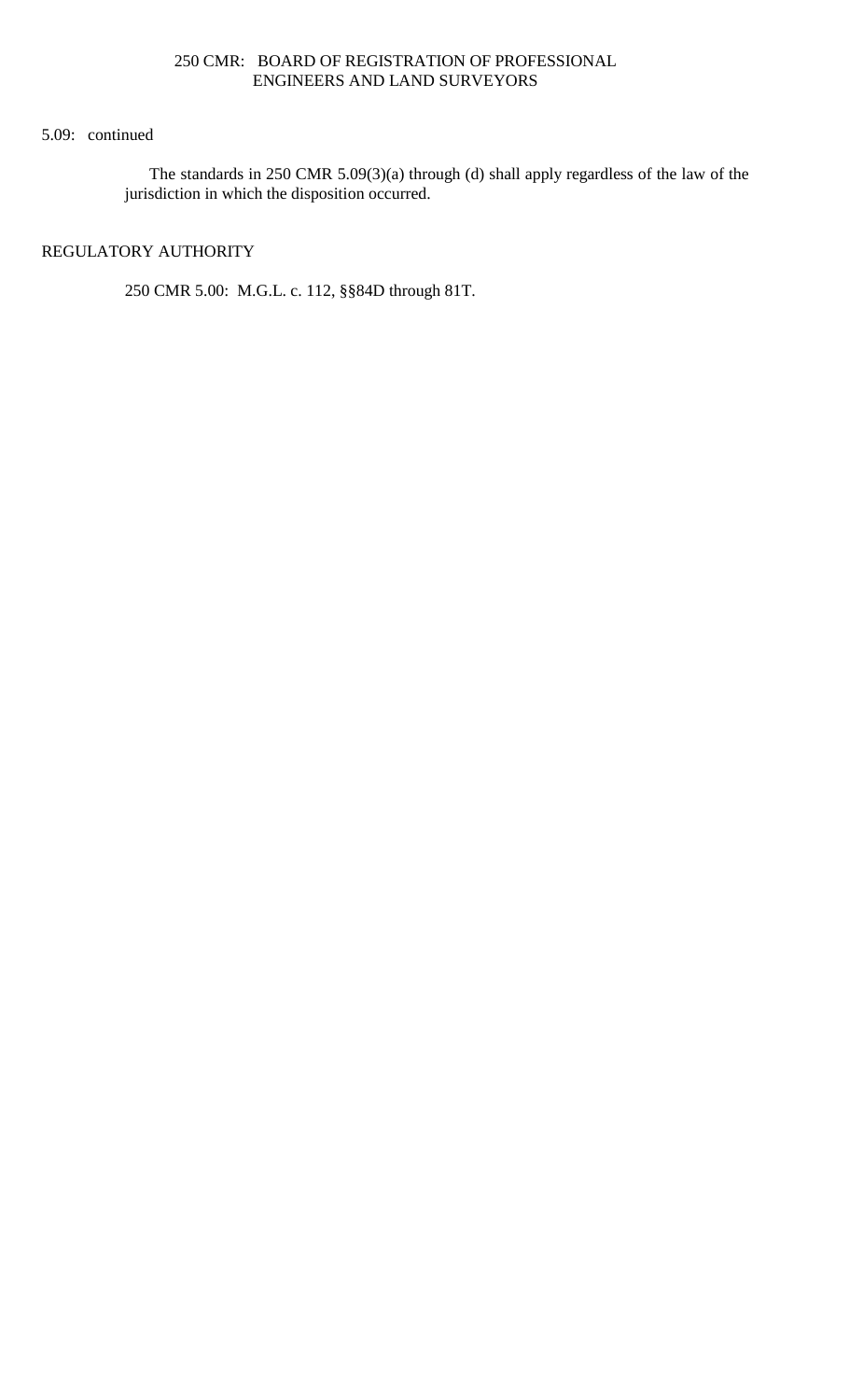5.09: continued

The standards in 250 CMR 5.09(3)(a) through (d) shall apply regardless of the law of the jurisdiction in which the disposition occurred.

## REGULATORY AUTHORITY

250 CMR 5.00: M.G.L. c. 112, §§84D through 81T.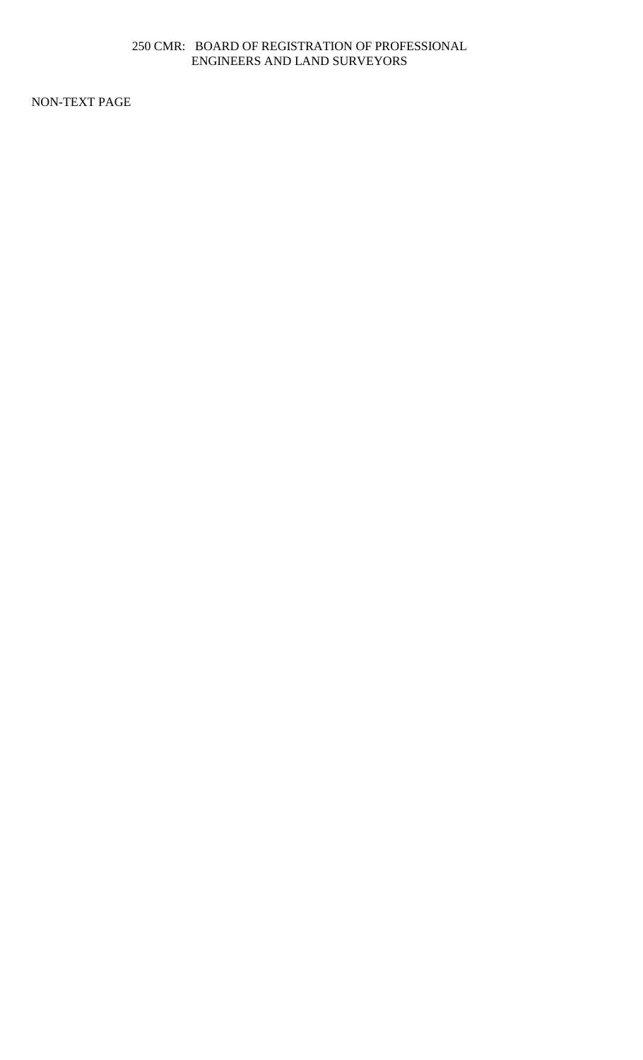NON-TEXT PAGE